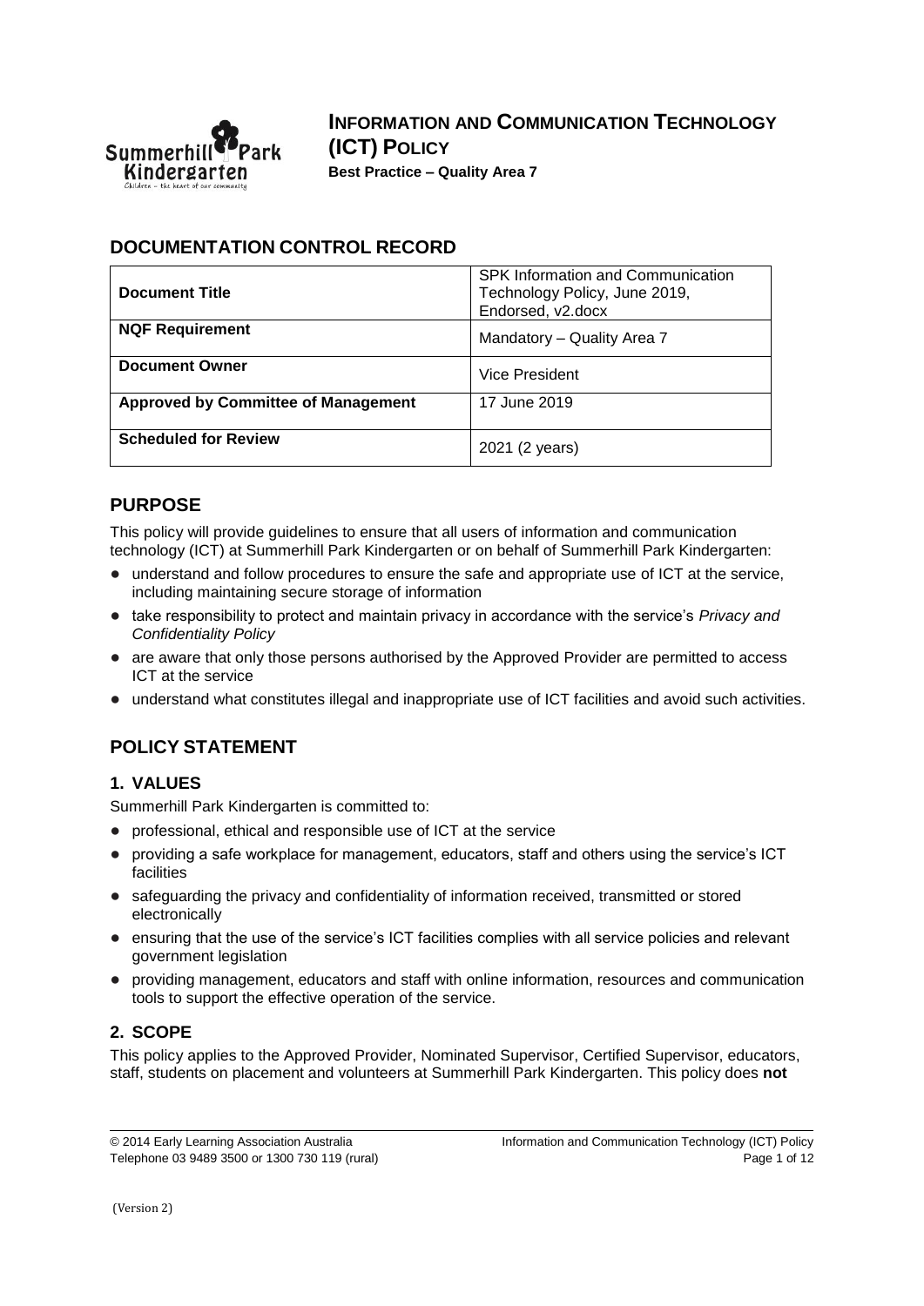# INFORMATION AND COMMUNICATION TECHNOLOGY (ICT) POLICY

**Best Practice – Quality Area 7**

## DOCUMENTATION CONTROL RECORD

| | |
|---|---|
| **Document Title** | SPK Information and Communication Technology Policy, June 2019, Endorsed, v2.docx |
| **NQF Requirement** | Mandatory – Quality Area 7 |
| **Document Owner** | Vice President |
| **Approved by Committee of Management** | 17 June 2019 |
| **Scheduled for Review** | 2021 (2 years) |

## PURPOSE

This policy will provide guidelines to ensure that all users of information and communication technology (ICT) at Summerhill Park Kindergarten or on behalf of Summerhill Park Kindergarten:

- understand and follow procedures to ensure the safe and appropriate use of ICT at the service, including maintaining secure storage of information
- take responsibility to protect and maintain privacy in accordance with the service's *Privacy and Confidentiality Policy*
- are aware that only those persons authorised by the Approved Provider are permitted to access ICT at the service
- understand what constitutes illegal and inappropriate use of ICT facilities and avoid such activities.

## POLICY STATEMENT

### 1. VALUES

Summerhill Park Kindergarten is committed to:

- professional, ethical and responsible use of ICT at the service
- providing a safe workplace for management, educators, staff and others using the service's ICT facilities
- safeguarding the privacy and confidentiality of information received, transmitted or stored electronically
- ensuring that the use of the service's ICT facilities complies with all service policies and relevant government legislation
- providing management, educators and staff with online information, resources and communication tools to support the effective operation of the service.

### 2. SCOPE

This policy applies to the Approved Provider, Nominated Supervisor, Certified Supervisor, educators, staff, students on placement and volunteers at Summerhill Park Kindergarten. This policy does **not**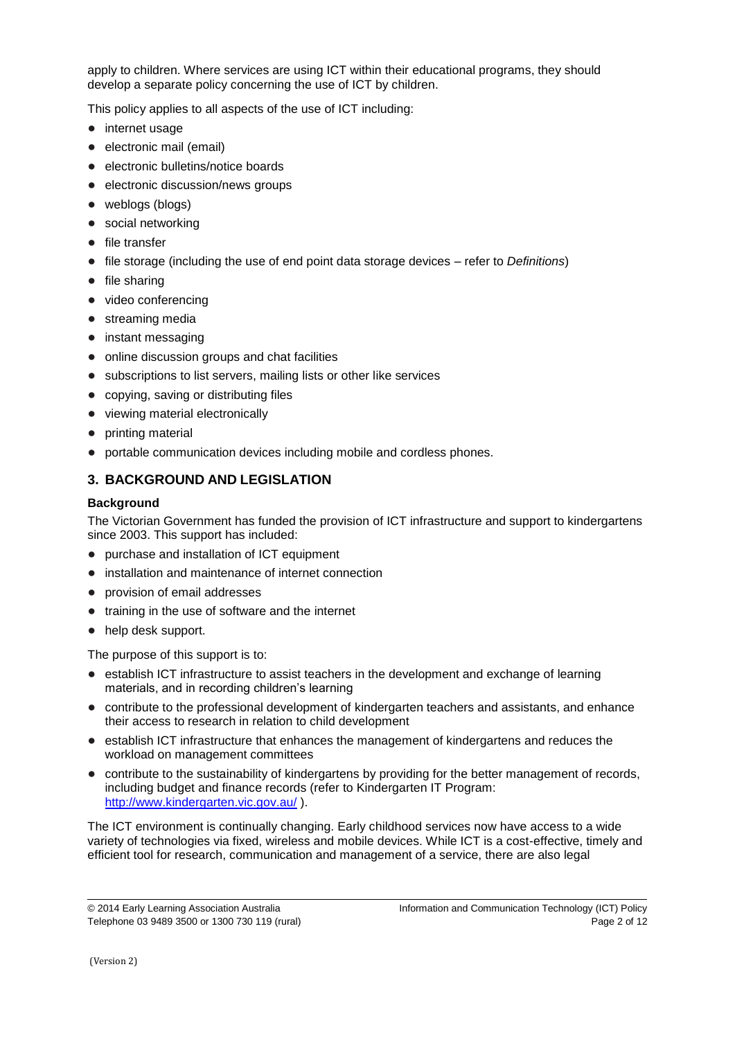apply to children. Where services are using ICT within their educational programs, they should develop a separate policy concerning the use of ICT by children.

This policy applies to all aspects of the use of ICT including:

- internet usage
- electronic mail (email)
- electronic bulletins/notice boards
- electronic discussion/news groups
- weblogs (blogs)
- social networking
- file transfer
- file storage (including the use of end point data storage devices – refer to *Definitions*)
- file sharing
- video conferencing
- streaming media
- instant messaging
- online discussion groups and chat facilities
- subscriptions to list servers, mailing lists or other like services
- copying, saving or distributing files
- viewing material electronically
- printing material
- portable communication devices including mobile and cordless phones.

## 3. BACKGROUND AND LEGISLATION

### Background

The Victorian Government has funded the provision of ICT infrastructure and support to kindergartens since 2003. This support has included:

- purchase and installation of ICT equipment
- installation and maintenance of internet connection
- provision of email addresses
- training in the use of software and the internet
- help desk support.

The purpose of this support is to:

- establish ICT infrastructure to assist teachers in the development and exchange of learning materials, and in recording children's learning
- contribute to the professional development of kindergarten teachers and assistants, and enhance their access to research in relation to child development
- establish ICT infrastructure that enhances the management of kindergartens and reduces the workload on management committees
- contribute to the sustainability of kindergartens by providing for the better management of records, including budget and finance records (refer to Kindergarten IT Program: http://www.kindergarten.vic.gov.au/ ).

The ICT environment is continually changing. Early childhood services now have access to a wide variety of technologies via fixed, wireless and mobile devices. While ICT is a cost-effective, timely and efficient tool for research, communication and management of a service, there are also legal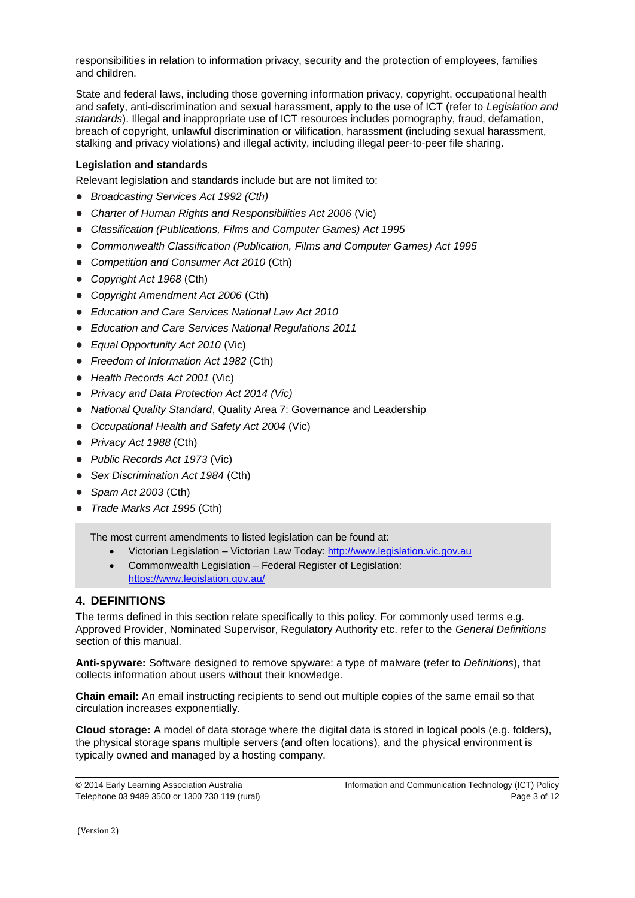responsibilities in relation to information privacy, security and the protection of employees, families and children.

State and federal laws, including those governing information privacy, copyright, occupational health and safety, anti-discrimination and sexual harassment, apply to the use of ICT (refer to *Legislation and standards*). Illegal and inappropriate use of ICT resources includes pornography, fraud, defamation, breach of copyright, unlawful discrimination or vilification, harassment (including sexual harassment, stalking and privacy violations) and illegal activity, including illegal peer-to-peer file sharing.

**Legislation and standards**

Relevant legislation and standards include but are not limited to:

- *Broadcasting Services Act 1992 (Cth)*
- *Charter of Human Rights and Responsibilities Act 2006* (Vic)
- *Classification (Publications, Films and Computer Games) Act 1995*
- *Commonwealth Classification (Publication, Films and Computer Games) Act 1995*
- *Competition and Consumer Act 2010* (Cth)
- *Copyright Act 1968* (Cth)
- *Copyright Amendment Act 2006* (Cth)
- *Education and Care Services National Law Act 2010*
- *Education and Care Services National Regulations 2011*
- *Equal Opportunity Act 2010* (Vic)
- *Freedom of Information Act 1982* (Cth)
- *Health Records Act 2001* (Vic)
- *Privacy and Data Protection Act 2014 (Vic)*
- *National Quality Standard*, Quality Area 7: Governance and Leadership
- *Occupational Health and Safety Act 2004* (Vic)
- *Privacy Act 1988* (Cth)
- *Public Records Act 1973* (Vic)
- *Sex Discrimination Act 1984* (Cth)
- *Spam Act 2003* (Cth)
- *Trade Marks Act 1995* (Cth)

> The most current amendments to listed legislation can be found at:
> - Victorian Legislation – Victorian Law Today: http://www.legislation.vic.gov.au
> - Commonwealth Legislation – Federal Register of Legislation: https://www.legislation.gov.au/

## 4. DEFINITIONS

The terms defined in this section relate specifically to this policy. For commonly used terms e.g. Approved Provider, Nominated Supervisor, Regulatory Authority etc. refer to the *General Definitions* section of this manual.

**Anti-spyware:** Software designed to remove spyware: a type of malware (refer to *Definitions*), that collects information about users without their knowledge.

**Chain email:** An email instructing recipients to send out multiple copies of the same email so that circulation increases exponentially.

**Cloud storage:** A model of data storage where the digital data is stored in logical pools (e.g. folders), the physical storage spans multiple servers (and often locations), and the physical environment is typically owned and managed by a hosting company.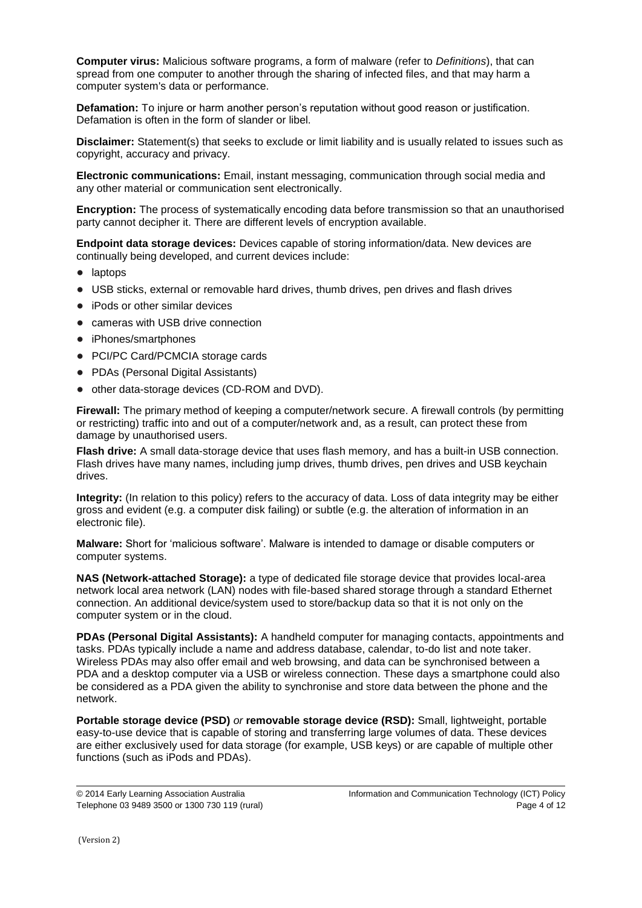**Computer virus:** Malicious software programs, a form of malware (refer to *Definitions*), that can spread from one computer to another through the sharing of infected files, and that may harm a computer system's data or performance.

**Defamation:** To injure or harm another person's reputation without good reason or justification. Defamation is often in the form of slander or libel.

**Disclaimer:** Statement(s) that seeks to exclude or limit liability and is usually related to issues such as copyright, accuracy and privacy.

**Electronic communications:** Email, instant messaging, communication through social media and any other material or communication sent electronically.

**Encryption:** The process of systematically encoding data before transmission so that an unauthorised party cannot decipher it. There are different levels of encryption available.

**Endpoint data storage devices:** Devices capable of storing information/data. New devices are continually being developed, and current devices include:

- laptops
- USB sticks, external or removable hard drives, thumb drives, pen drives and flash drives
- iPods or other similar devices
- cameras with USB drive connection
- iPhones/smartphones
- PCI/PC Card/PCMCIA storage cards
- PDAs (Personal Digital Assistants)
- other data-storage devices (CD-ROM and DVD).

**Firewall:** The primary method of keeping a computer/network secure. A firewall controls (by permitting or restricting) traffic into and out of a computer/network and, as a result, can protect these from damage by unauthorised users.

**Flash drive:** A small data-storage device that uses flash memory, and has a built-in USB connection. Flash drives have many names, including jump drives, thumb drives, pen drives and USB keychain drives.

**Integrity:** (In relation to this policy) refers to the accuracy of data. Loss of data integrity may be either gross and evident (e.g. a computer disk failing) or subtle (e.g. the alteration of information in an electronic file).

**Malware:** Short for 'malicious software'. Malware is intended to damage or disable computers or computer systems.

**NAS (Network-attached Storage):** a type of dedicated file storage device that provides local-area network local area network (LAN) nodes with file-based shared storage through a standard Ethernet connection. An additional device/system used to store/backup data so that it is not only on the computer system or in the cloud.

**PDAs (Personal Digital Assistants):** A handheld computer for managing contacts, appointments and tasks. PDAs typically include a name and address database, calendar, to-do list and note taker. Wireless PDAs may also offer email and web browsing, and data can be synchronised between a PDA and a desktop computer via a USB or wireless connection. These days a smartphone could also be considered as a PDA given the ability to synchronise and store data between the phone and the network.

**Portable storage device (PSD)** *or* **removable storage device (RSD):** Small, lightweight, portable easy-to-use device that is capable of storing and transferring large volumes of data. These devices are either exclusively used for data storage (for example, USB keys) or are capable of multiple other functions (such as iPods and PDAs).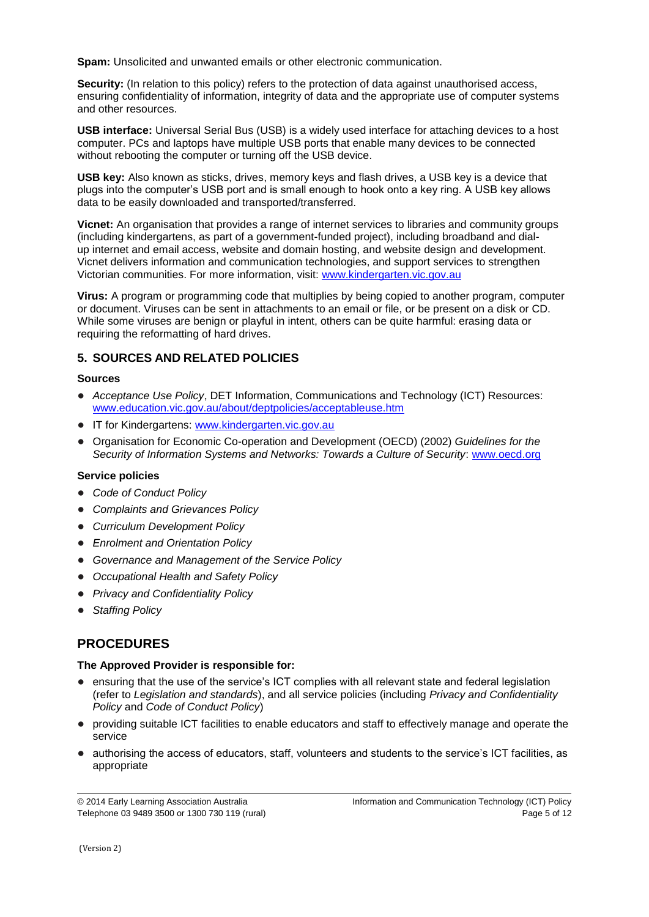**Spam:** Unsolicited and unwanted emails or other electronic communication.

**Security:** (In relation to this policy) refers to the protection of data against unauthorised access, ensuring confidentiality of information, integrity of data and the appropriate use of computer systems and other resources.

**USB interface:** Universal Serial Bus (USB) is a widely used interface for attaching devices to a host computer. PCs and laptops have multiple USB ports that enable many devices to be connected without rebooting the computer or turning off the USB device.

**USB key:** Also known as sticks, drives, memory keys and flash drives, a USB key is a device that plugs into the computer's USB port and is small enough to hook onto a key ring. A USB key allows data to be easily downloaded and transported/transferred.

**Vicnet:** An organisation that provides a range of internet services to libraries and community groups (including kindergartens, as part of a government-funded project), including broadband and dial-up internet and email access, website and domain hosting, and website design and development. Vicnet delivers information and communication technologies, and support services to strengthen Victorian communities. For more information, visit: www.kindergarten.vic.gov.au

**Virus:** A program or programming code that multiplies by being copied to another program, computer or document. Viruses can be sent in attachments to an email or file, or be present on a disk or CD. While some viruses are benign or playful in intent, others can be quite harmful: erasing data or requiring the reformatting of hard drives.

## 5. SOURCES AND RELATED POLICIES

### Sources

- *Acceptance Use Policy*, DET Information, Communications and Technology (ICT) Resources: www.education.vic.gov.au/about/deptpolicies/acceptableuse.htm
- IT for Kindergartens: www.kindergarten.vic.gov.au
- Organisation for Economic Co-operation and Development (OECD) (2002) *Guidelines for the Security of Information Systems and Networks: Towards a Culture of Security*: www.oecd.org

### Service policies

- *Code of Conduct Policy*
- *Complaints and Grievances Policy*
- *Curriculum Development Policy*
- *Enrolment and Orientation Policy*
- *Governance and Management of the Service Policy*
- *Occupational Health and Safety Policy*
- *Privacy and Confidentiality Policy*
- *Staffing Policy*

# PROCEDURES

### The Approved Provider is responsible for:

- ensuring that the use of the service's ICT complies with all relevant state and federal legislation (refer to *Legislation and standards*), and all service policies (including *Privacy and Confidentiality Policy* and *Code of Conduct Policy*)
- providing suitable ICT facilities to enable educators and staff to effectively manage and operate the service
- authorising the access of educators, staff, volunteers and students to the service's ICT facilities, as appropriate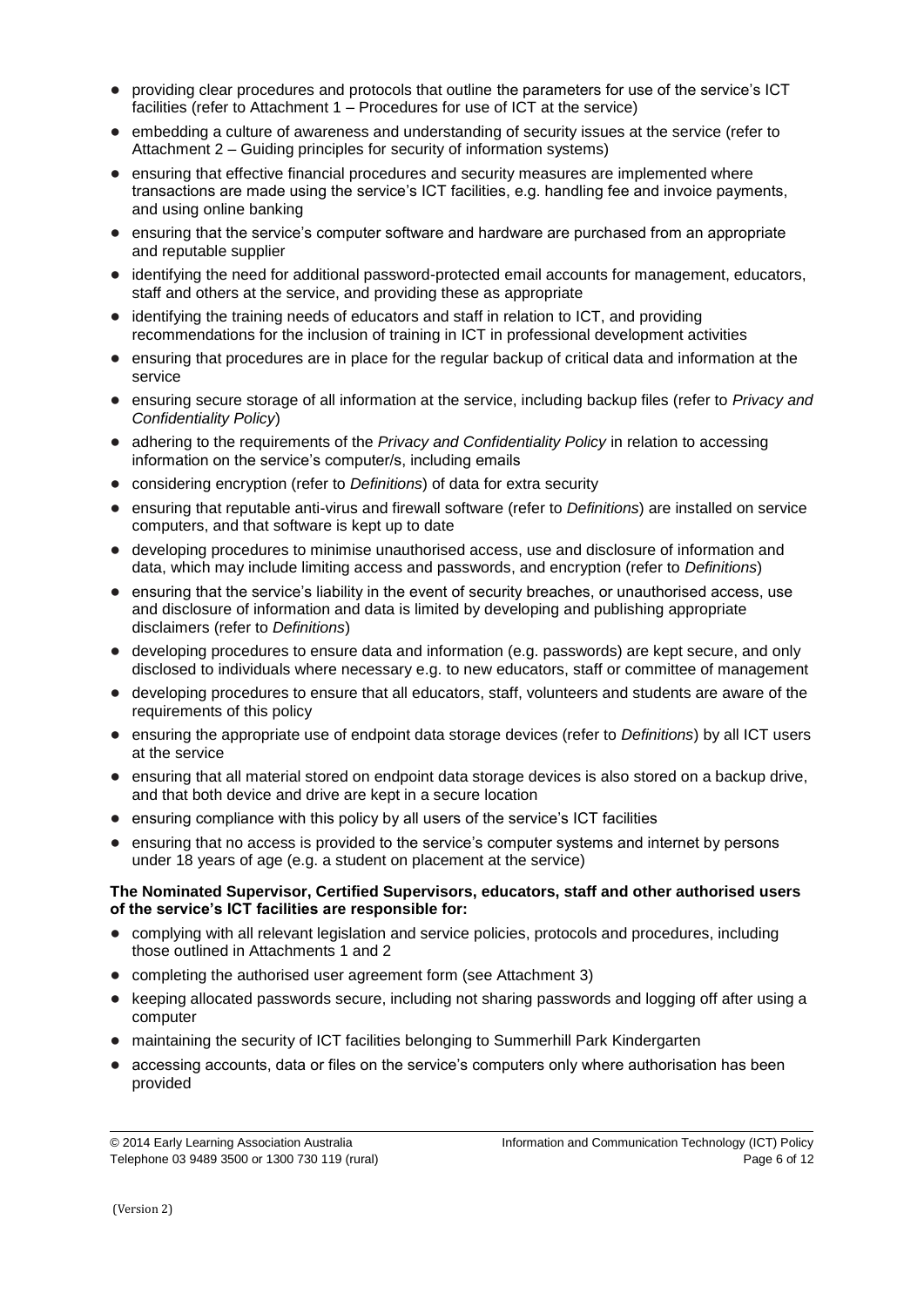- providing clear procedures and protocols that outline the parameters for use of the service's ICT facilities (refer to Attachment 1 – Procedures for use of ICT at the service)
- embedding a culture of awareness and understanding of security issues at the service (refer to Attachment 2 – Guiding principles for security of information systems)
- ensuring that effective financial procedures and security measures are implemented where transactions are made using the service's ICT facilities, e.g. handling fee and invoice payments, and using online banking
- ensuring that the service's computer software and hardware are purchased from an appropriate and reputable supplier
- identifying the need for additional password-protected email accounts for management, educators, staff and others at the service, and providing these as appropriate
- identifying the training needs of educators and staff in relation to ICT, and providing recommendations for the inclusion of training in ICT in professional development activities
- ensuring that procedures are in place for the regular backup of critical data and information at the service
- ensuring secure storage of all information at the service, including backup files (refer to *Privacy and Confidentiality Policy*)
- adhering to the requirements of the *Privacy and Confidentiality Policy* in relation to accessing information on the service's computer/s, including emails
- considering encryption (refer to *Definitions*) of data for extra security
- ensuring that reputable anti-virus and firewall software (refer to *Definitions*) are installed on service computers, and that software is kept up to date
- developing procedures to minimise unauthorised access, use and disclosure of information and data, which may include limiting access and passwords, and encryption (refer to *Definitions*)
- ensuring that the service's liability in the event of security breaches, or unauthorised access, use and disclosure of information and data is limited by developing and publishing appropriate disclaimers (refer to *Definitions*)
- developing procedures to ensure data and information (e.g. passwords) are kept secure, and only disclosed to individuals where necessary e.g. to new educators, staff or committee of management
- developing procedures to ensure that all educators, staff, volunteers and students are aware of the requirements of this policy
- ensuring the appropriate use of endpoint data storage devices (refer to *Definitions*) by all ICT users at the service
- ensuring that all material stored on endpoint data storage devices is also stored on a backup drive, and that both device and drive are kept in a secure location
- ensuring compliance with this policy by all users of the service's ICT facilities
- ensuring that no access is provided to the service's computer systems and internet by persons under 18 years of age (e.g. a student on placement at the service)

**The Nominated Supervisor, Certified Supervisors, educators, staff and other authorised users of the service's ICT facilities are responsible for:**

- complying with all relevant legislation and service policies, protocols and procedures, including those outlined in Attachments 1 and 2
- completing the authorised user agreement form (see Attachment 3)
- keeping allocated passwords secure, including not sharing passwords and logging off after using a computer
- maintaining the security of ICT facilities belonging to Summerhill Park Kindergarten
- accessing accounts, data or files on the service's computers only where authorisation has been provided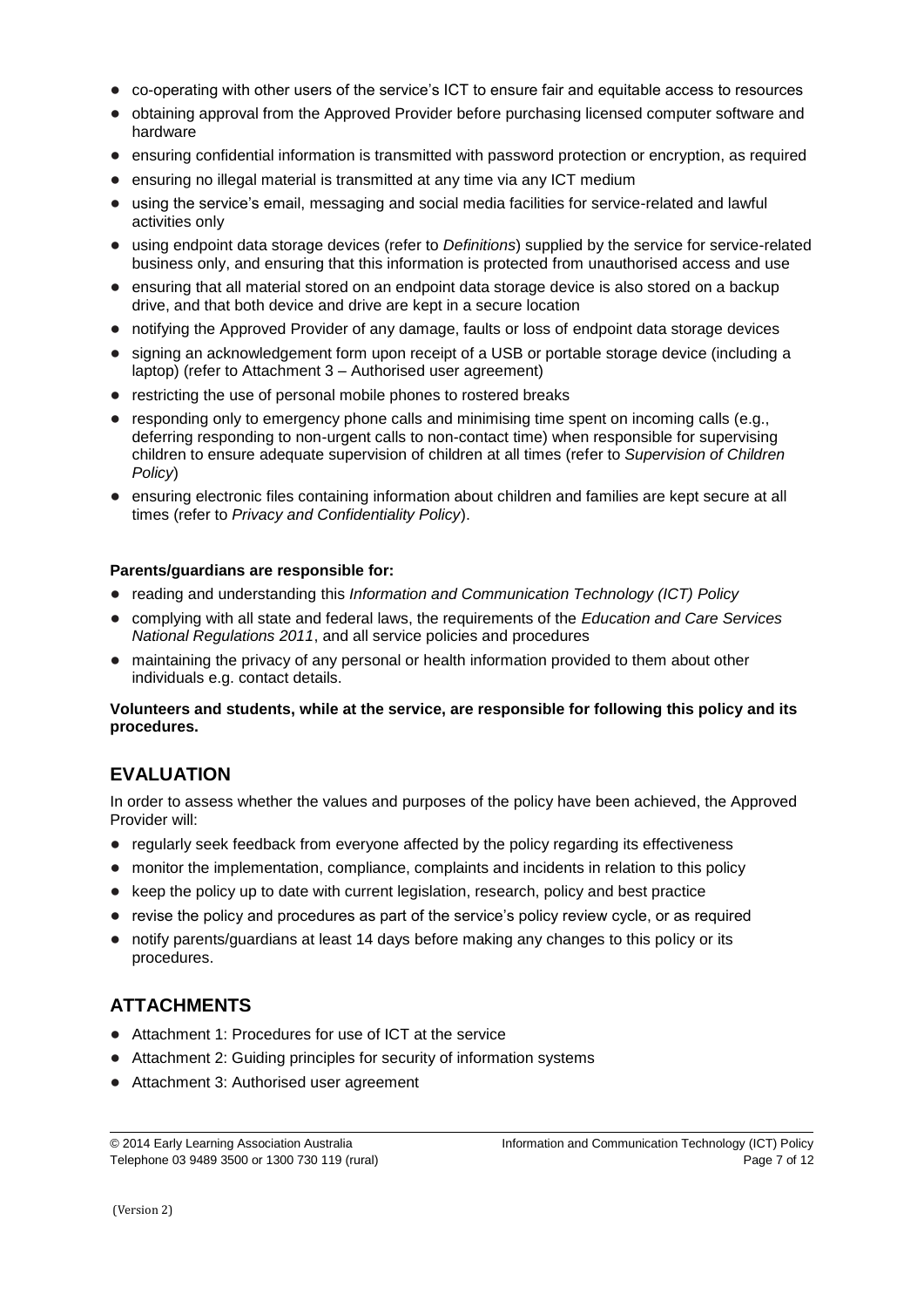- co-operating with other users of the service's ICT to ensure fair and equitable access to resources
- obtaining approval from the Approved Provider before purchasing licensed computer software and hardware
- ensuring confidential information is transmitted with password protection or encryption, as required
- ensuring no illegal material is transmitted at any time via any ICT medium
- using the service's email, messaging and social media facilities for service-related and lawful activities only
- using endpoint data storage devices (refer to *Definitions*) supplied by the service for service-related business only, and ensuring that this information is protected from unauthorised access and use
- ensuring that all material stored on an endpoint data storage device is also stored on a backup drive, and that both device and drive are kept in a secure location
- notifying the Approved Provider of any damage, faults or loss of endpoint data storage devices
- signing an acknowledgement form upon receipt of a USB or portable storage device (including a laptop) (refer to Attachment 3 – Authorised user agreement)
- restricting the use of personal mobile phones to rostered breaks
- responding only to emergency phone calls and minimising time spent on incoming calls (e.g., deferring responding to non-urgent calls to non-contact time) when responsible for supervising children to ensure adequate supervision of children at all times (refer to *Supervision of Children Policy*)
- ensuring electronic files containing information about children and families are kept secure at all times (refer to *Privacy and Confidentiality Policy*).

**Parents/guardians are responsible for:**

- reading and understanding this *Information and Communication Technology (ICT) Policy*
- complying with all state and federal laws, the requirements of the *Education and Care Services National Regulations 2011*, and all service policies and procedures
- maintaining the privacy of any personal or health information provided to them about other individuals e.g. contact details.

**Volunteers and students, while at the service, are responsible for following this policy and its procedures.**

## EVALUATION

In order to assess whether the values and purposes of the policy have been achieved, the Approved Provider will:

- regularly seek feedback from everyone affected by the policy regarding its effectiveness
- monitor the implementation, compliance, complaints and incidents in relation to this policy
- keep the policy up to date with current legislation, research, policy and best practice
- revise the policy and procedures as part of the service's policy review cycle, or as required
- notify parents/guardians at least 14 days before making any changes to this policy or its procedures.

## ATTACHMENTS

- Attachment 1: Procedures for use of ICT at the service
- Attachment 2: Guiding principles for security of information systems
- Attachment 3: Authorised user agreement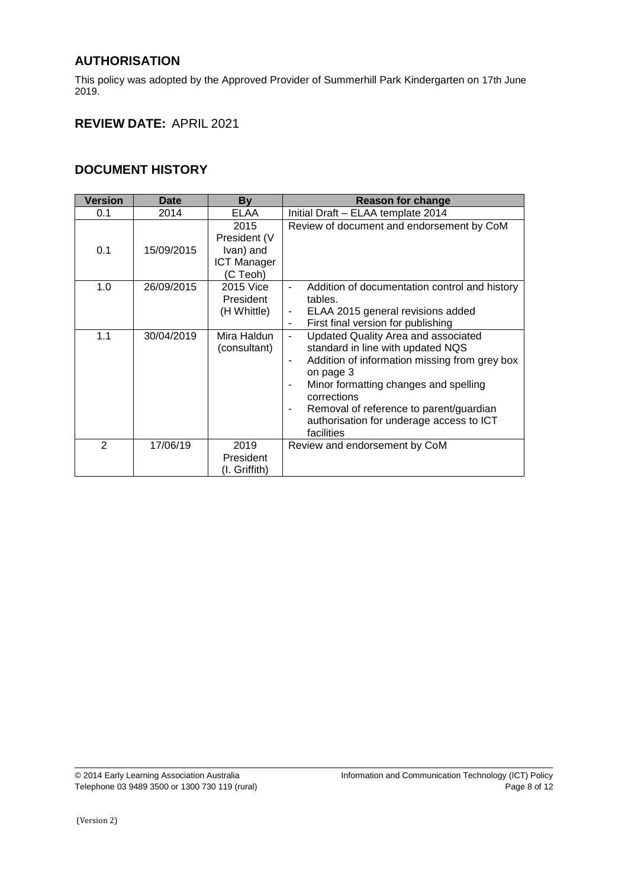## AUTHORISATION

This policy was adopted by the Approved Provider of Summerhill Park Kindergarten on 17th June 2019.

## REVIEW DATE: APRIL 2021

## DOCUMENT HISTORY

| Version | Date | By | Reason for change |
|---|---|---|---|
| 0.1 | 2014 | ELAA | Initial Draft – ELAA template 2014 |
| 0.1 | 15/09/2015 | 2015 President (V Ivan) and ICT Manager (C Teoh) | Review of document and endorsement by CoM |
| 1.0 | 26/09/2015 | 2015 Vice President (H Whittle) | - Addition of documentation control and history tables.<br>- ELAA 2015 general revisions added<br>- First final version for publishing |
| 1.1 | 30/04/2019 | Mira Haldun (consultant) | - Updated Quality Area and associated standard in line with updated NQS<br>- Addition of information missing from grey box on page 3<br>- Minor formatting changes and spelling corrections<br>- Removal of reference to parent/guardian authorisation for underage access to ICT facilities |
| 2 | 17/06/19 | 2019 President (I. Griffith) | Review and endorsement by CoM |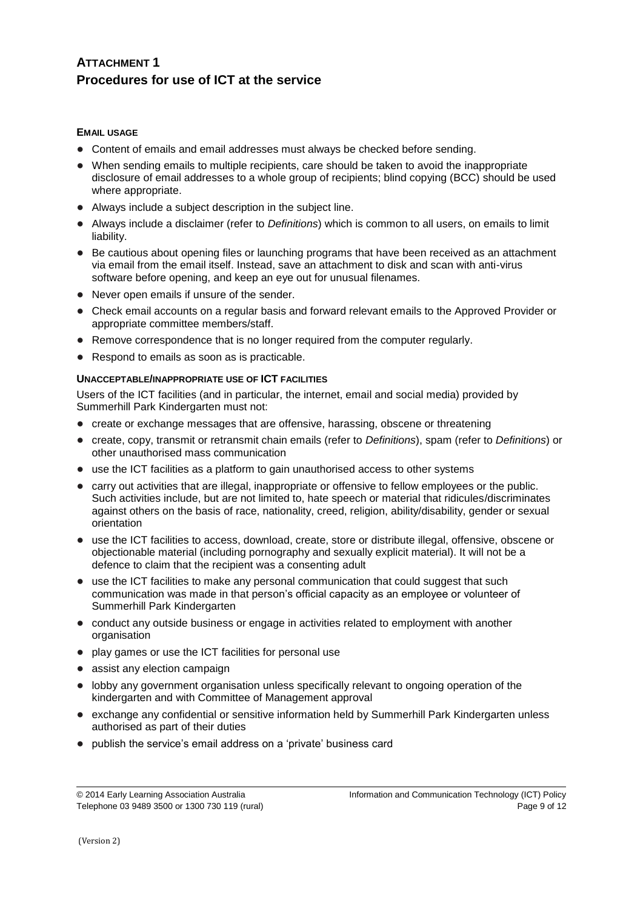## ATTACHMENT 1
## Procedures for use of ICT at the service

### EMAIL USAGE

- Content of emails and email addresses must always be checked before sending.
- When sending emails to multiple recipients, care should be taken to avoid the inappropriate disclosure of email addresses to a whole group of recipients; blind copying (BCC) should be used where appropriate.
- Always include a subject description in the subject line.
- Always include a disclaimer (refer to *Definitions*) which is common to all users, on emails to limit liability.
- Be cautious about opening files or launching programs that have been received as an attachment via email from the email itself. Instead, save an attachment to disk and scan with anti-virus software before opening, and keep an eye out for unusual filenames.
- Never open emails if unsure of the sender.
- Check email accounts on a regular basis and forward relevant emails to the Approved Provider or appropriate committee members/staff.
- Remove correspondence that is no longer required from the computer regularly.
- Respond to emails as soon as is practicable.

### UNACCEPTABLE/INAPPROPRIATE USE OF ICT FACILITIES

Users of the ICT facilities (and in particular, the internet, email and social media) provided by Summerhill Park Kindergarten must not:

- create or exchange messages that are offensive, harassing, obscene or threatening
- create, copy, transmit or retransmit chain emails (refer to *Definitions*), spam (refer to *Definitions*) or other unauthorised mass communication
- use the ICT facilities as a platform to gain unauthorised access to other systems
- carry out activities that are illegal, inappropriate or offensive to fellow employees or the public. Such activities include, but are not limited to, hate speech or material that ridicules/discriminates against others on the basis of race, nationality, creed, religion, ability/disability, gender or sexual orientation
- use the ICT facilities to access, download, create, store or distribute illegal, offensive, obscene or objectionable material (including pornography and sexually explicit material). It will not be a defence to claim that the recipient was a consenting adult
- use the ICT facilities to make any personal communication that could suggest that such communication was made in that person's official capacity as an employee or volunteer of Summerhill Park Kindergarten
- conduct any outside business or engage in activities related to employment with another organisation
- play games or use the ICT facilities for personal use
- assist any election campaign
- lobby any government organisation unless specifically relevant to ongoing operation of the kindergarten and with Committee of Management approval
- exchange any confidential or sensitive information held by Summerhill Park Kindergarten unless authorised as part of their duties
- publish the service's email address on a 'private' business card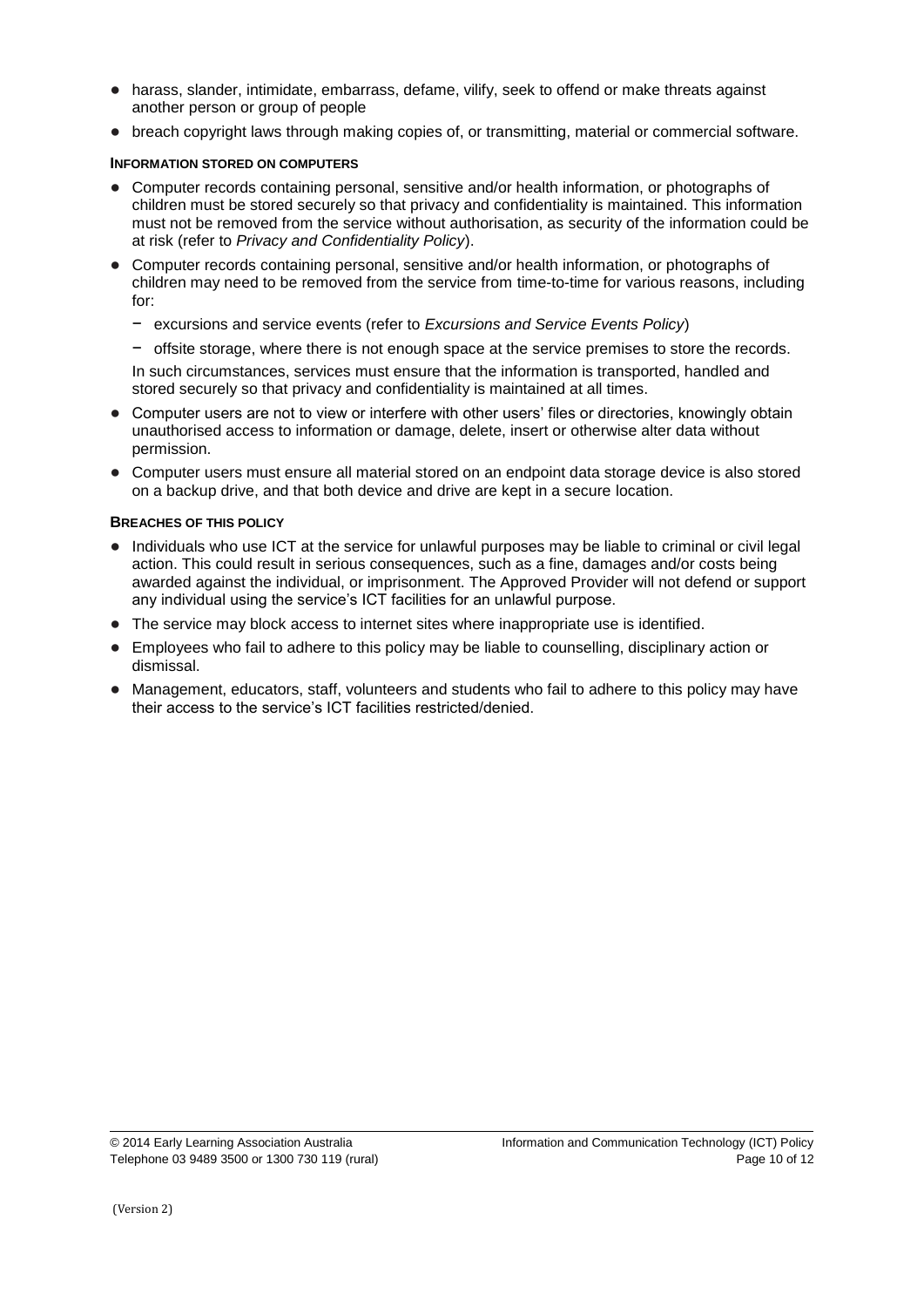- harass, slander, intimidate, embarrass, defame, vilify, seek to offend or make threats against another person or group of people
- breach copyright laws through making copies of, or transmitting, material or commercial software.

**INFORMATION STORED ON COMPUTERS**

- Computer records containing personal, sensitive and/or health information, or photographs of children must be stored securely so that privacy and confidentiality is maintained. This information must not be removed from the service without authorisation, as security of the information could be at risk (refer to *Privacy and Confidentiality Policy*).
- Computer records containing personal, sensitive and/or health information, or photographs of children may need to be removed from the service from time-to-time for various reasons, including for:
  - excursions and service events (refer to *Excursions and Service Events Policy*)
  - offsite storage, where there is not enough space at the service premises to store the records.

  In such circumstances, services must ensure that the information is transported, handled and stored securely so that privacy and confidentiality is maintained at all times.
- Computer users are not to view or interfere with other users' files or directories, knowingly obtain unauthorised access to information or damage, delete, insert or otherwise alter data without permission.
- Computer users must ensure all material stored on an endpoint data storage device is also stored on a backup drive, and that both device and drive are kept in a secure location.

**BREACHES OF THIS POLICY**

- Individuals who use ICT at the service for unlawful purposes may be liable to criminal or civil legal action. This could result in serious consequences, such as a fine, damages and/or costs being awarded against the individual, or imprisonment. The Approved Provider will not defend or support any individual using the service's ICT facilities for an unlawful purpose.
- The service may block access to internet sites where inappropriate use is identified.
- Employees who fail to adhere to this policy may be liable to counselling, disciplinary action or dismissal.
- Management, educators, staff, volunteers and students who fail to adhere to this policy may have their access to the service's ICT facilities restricted/denied.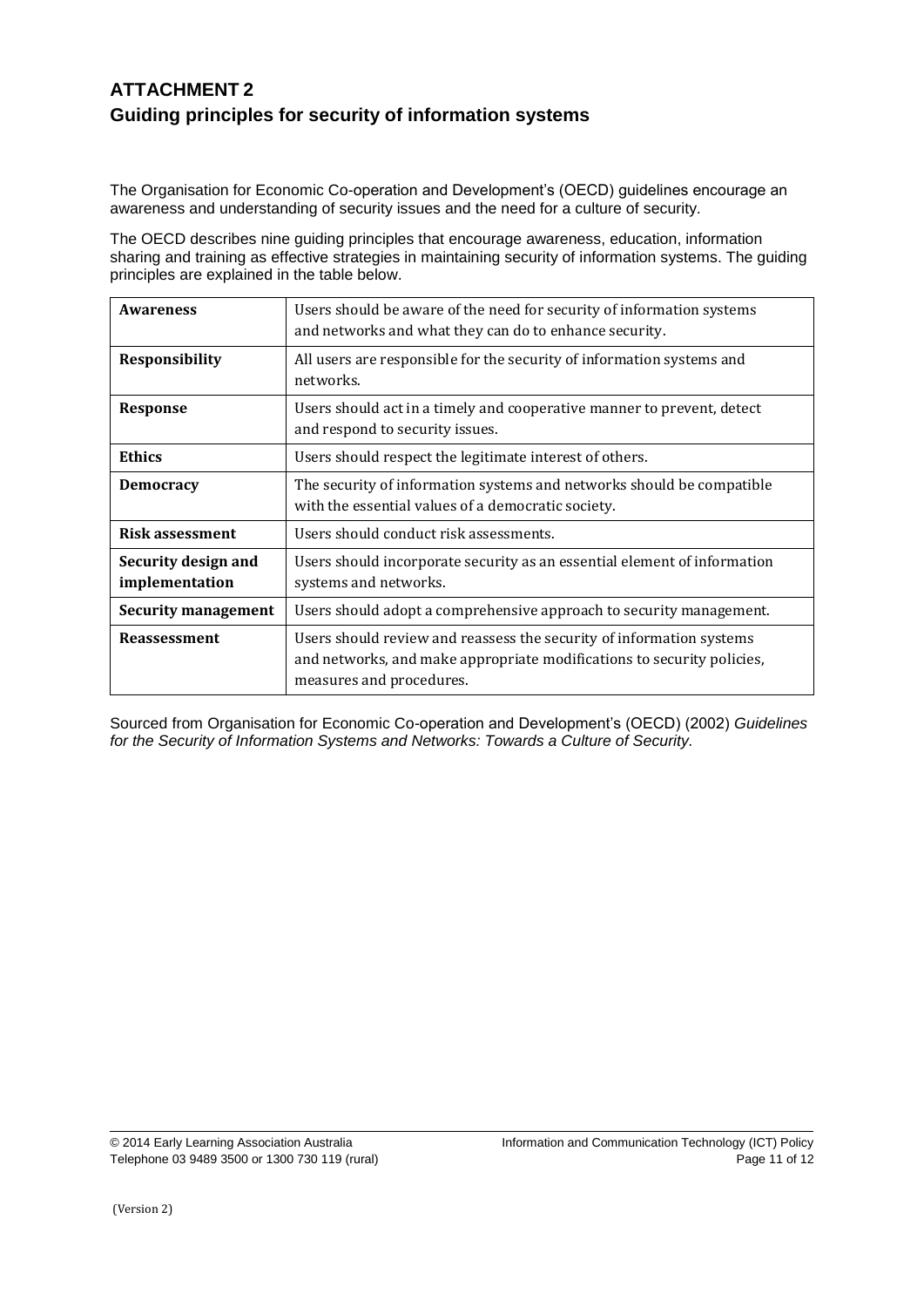# ATTACHMENT 2

## Guiding principles for security of information systems

The Organisation for Economic Co-operation and Development's (OECD) guidelines encourage an awareness and understanding of security issues and the need for a culture of security.

The OECD describes nine guiding principles that encourage awareness, education, information sharing and training as effective strategies in maintaining security of information systems. The guiding principles are explained in the table below.

| | |
|---|---|
| **Awareness** | Users should be aware of the need for security of information systems and networks and what they can do to enhance security. |
| **Responsibility** | All users are responsible for the security of information systems and networks. |
| **Response** | Users should act in a timely and cooperative manner to prevent, detect and respond to security issues. |
| **Ethics** | Users should respect the legitimate interest of others. |
| **Democracy** | The security of information systems and networks should be compatible with the essential values of a democratic society. |
| **Risk assessment** | Users should conduct risk assessments. |
| **Security design and implementation** | Users should incorporate security as an essential element of information systems and networks. |
| **Security management** | Users should adopt a comprehensive approach to security management. |
| **Reassessment** | Users should review and reassess the security of information systems and networks, and make appropriate modifications to security policies, measures and procedures. |

Sourced from Organisation for Economic Co-operation and Development's (OECD) (2002) *Guidelines for the Security of Information Systems and Networks: Towards a Culture of Security.*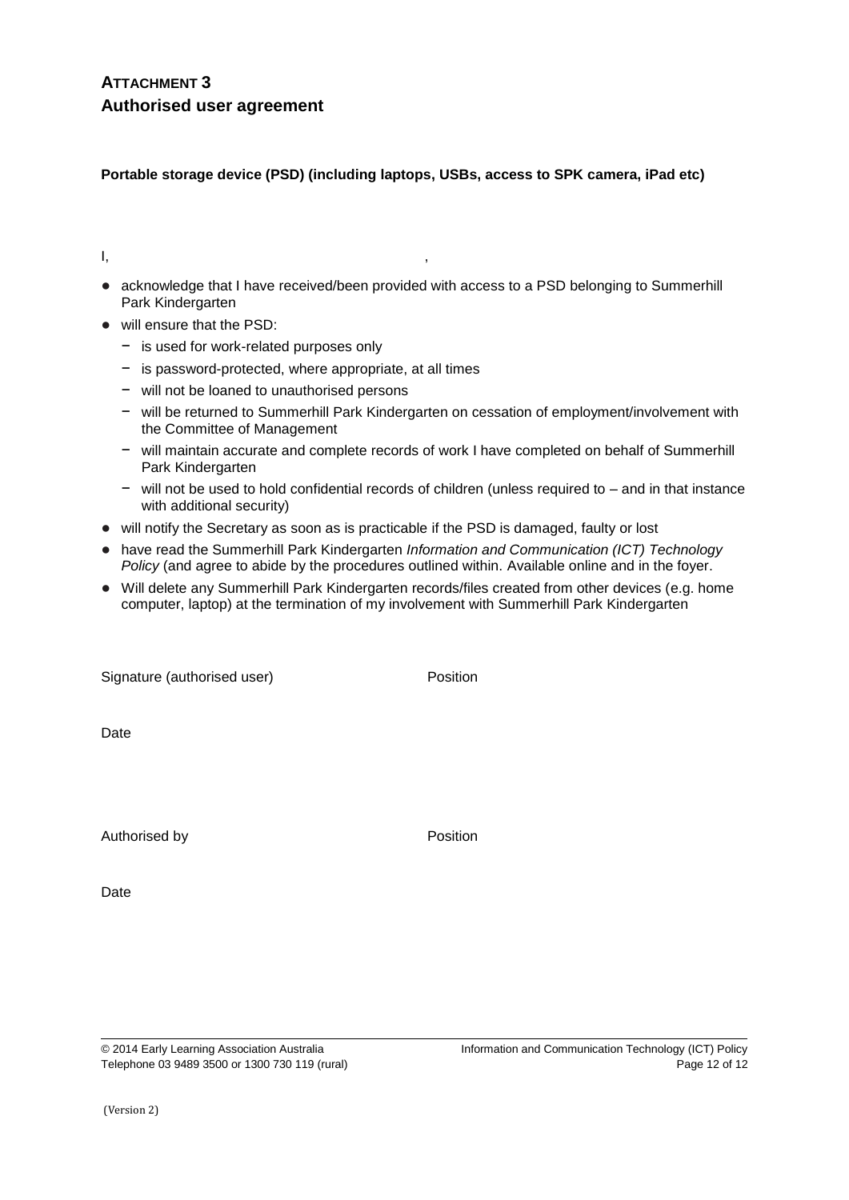## ATTACHMENT 3
## Authorised user agreement

**Portable storage device (PSD) (including laptops, USBs, access to SPK camera, iPad etc)**

I, ,

- acknowledge that I have received/been provided with access to a PSD belonging to Summerhill Park Kindergarten
- will ensure that the PSD:
  - is used for work-related purposes only
  - is password-protected, where appropriate, at all times
  - will not be loaned to unauthorised persons
  - will be returned to Summerhill Park Kindergarten on cessation of employment/involvement with the Committee of Management
  - will maintain accurate and complete records of work I have completed on behalf of Summerhill Park Kindergarten
  - will not be used to hold confidential records of children (unless required to – and in that instance with additional security)
- will notify the Secretary as soon as is practicable if the PSD is damaged, faulty or lost
- have read the Summerhill Park Kindergarten *Information and Communication (ICT) Technology Policy* (and agree to abide by the procedures outlined within. Available online and in the foyer.
- Will delete any Summerhill Park Kindergarten records/files created from other devices (e.g. home computer, laptop) at the termination of my involvement with Summerhill Park Kindergarten

Signature (authorised user) Position

Date

Authorised by Position

Date

© 2014 Early Learning Association Australia
Telephone 03 9489 3500 or 1300 730 119 (rural)

(Version 2)